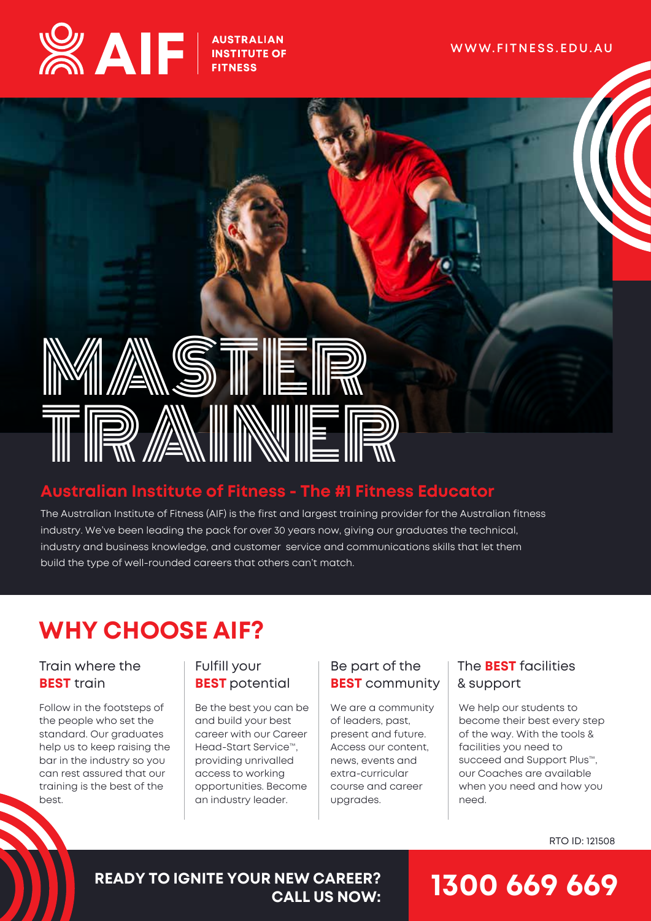AIF | AUSTRALIAN INSTITUTE OF FITNESS

WWW.FITNESS.EDU.AU

# MASTER TRAINER

## Australian Institute of Fitness - The #1 Fitness Educator

The Australian Institute of Fitness (AIF) is the first and largest training provider for the Australian fitness industry. We've been leading the pack for over 30 years now, giving our graduates the technical, industry and business knowledge, and customer service and communications skills that let them build the type of well-rounded careers that others can't match.

## WHY CHOOSE AIF?

### Train where the **BEST** train

Follow in the footsteps of the people who set the standard. Our graduates help us to keep raising the bar in the industry so you can rest assured that our training is the best of the best.

### Fulfill your **BEST** potential

Be the best you can be and build your best career with our Career Head-Start Service™, providing unrivalled access to working opportunities. Become an industry leader.

### Be part of the **BEST** community

We are a community of leaders, past, present and future. Access our content, news, events and extra-curricular course and career upgrades.

### The **BEST** facilities & support

We help our students to become their best every step of the way. With the tools & facilities you need to succeed and Support Plus™, our Coaches are available when you need and how you need.

RTO ID: 121508

**READY TO IGNITE YOUR NEW CAREER? CALL US NOW:**

**1300 669 669**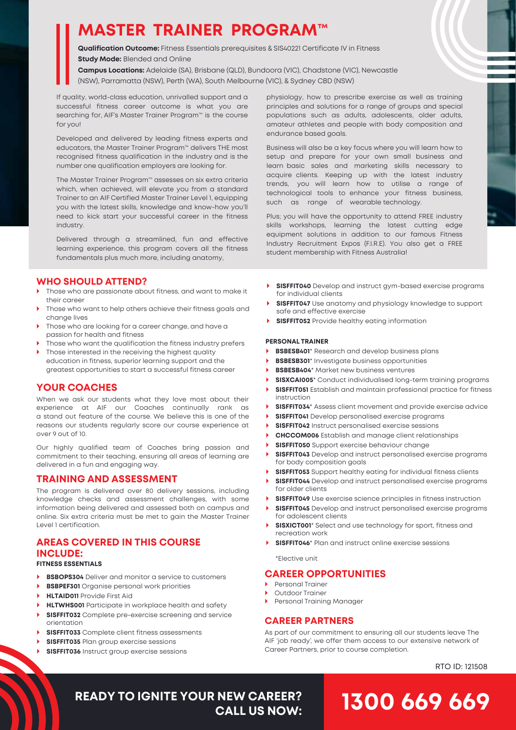# MASTER TRAINER PROGRAM™

**Qualification Outcome:** Fitness Essentials prerequisites & SIS40221 Certificate IV in Fitness
**Study Mode:** Blended and Online
**Campus Locations:** Adelaide (SA), Brisbane (QLD), Bundoora (VIC), Chadstone (VIC), Newcastle (NSW), Parramatta (NSW), Perth (WA), South Melbourne (VIC), & Sydney CBD (NSW)

If quality, world-class education, unrivalled support and a successful fitness career outcome is what you are searching for, AIF's Master Trainer Program™ is the course for you!

Developed and delivered by leading fitness experts and educators, the Master Trainer Program™ delivers THE most recognised fitness qualification in the industry and is the number one qualification employers are looking for.

The Master Trainer Program™ assesses on six extra criteria which, when achieved, will elevate you from a standard Trainer to an AIF Certified Master Trainer Level 1, equipping you with the latest skills, knowledge and know-how you'll need to kick start your successful career in the fitness industry.

Delivered through a streamlined, fun and effective learning experience, this program covers all the fitness fundamentals plus much more, including anatomy, physiology, how to prescribe exercise as well as training principles and solutions for a range of groups and special populations such as adults, adolescents, older adults, amateur athletes and people with body composition and endurance based goals.

Business will also be a key focus where you will learn how to setup and prepare for your own small business and learn basic sales and marketing skills necessary to acquire clients. Keeping up with the latest industry trends, you will learn how to utilise a range of technological tools to enhance your fitness business, such as range of wearable technology.

Plus; you will have the opportunity to attend FREE industry skills workshops, learning the latest cutting edge equipment solutions in addition to our famous Fitness Industry Recruitment Expos (F.I.R.E). You also get a FREE student membership with Fitness Australia!

## WHO SHOULD ATTEND?

- Those who are passionate about fitness, and want to make it their career
- Those who want to help others achieve their fitness goals and change lives
- Those who are looking for a career change, and have a passion for health and fitness
- Those who want the qualification the fitness industry prefers
- Those interested in the receiving the highest quality education in fitness, superior learning support and the greatest opportunities to start a successful fitness career

## YOUR COACHES

When we ask our students what they love most about their experience at AIF our Coaches continually rank as a stand out feature of the course. We believe this is one of the reasons our students regularly score our course experience at over 9 out of 10.

Our highly qualified team of Coaches bring passion and commitment to their teaching, ensuring all areas of learning are delivered in a fun and engaging way.

## TRAINING AND ASSESSMENT

The program is delivered over 80 delivery sessions, including knowledge checks and assessment challenges, with some information being delivered and assessed both on campus and online. Six extra criteria must be met to gain the Master Trainer Level 1 certification.

## AREAS COVERED IN THIS COURSE INCLUDE:

### FITNESS ESSENTIALS

- **BSBOPS304** Deliver and monitor a service to customers
- **BSBPEF301** Organise personal work priorities
- **HLTAID011** Provide First Aid
- **HLTWHS001** Participate in workplace health and safety
- **SISFFIT032** Complete pre-exercise screening and service orientation
- **SISFFIT033** Complete client fitness assessments
- **SISFFIT035** Plan group exercise sessions
- **SISFFIT036** Instruct group exercise sessions
- **SISFFIT040** Develop and instruct gym-based exercise programs for individual clients
- **SISFFIT047** Use anatomy and physiology knowledge to support safe and effective exercise
- **SISFFIT052** Provide healthy eating information

### PERSONAL TRAINER

- **BSBESB401*** Research and develop business plans
- **BSBESB301*** Investigate business opportunities
- **BSBESB404*** Market new business ventures
- **SISXCAI005*** Conduct individualised long-term training programs
- **SISFFIT051** Establish and maintain professional practice for fitness instruction
- **SISFFIT034*** Assess client movement and provide exercise advice
- **SISFFIT041** Develop personalised exercise programs
- **SISFFIT042** Instruct personalised exercise sessions
- **CHCCOM006** Establish and manage client relationships
- **SISFFIT050** Support exercise behaviour change
- **SISFFIT043** Develop and instruct personalised exercise programs for body composition goals
- **SISFFIT053** Support healthy eating for individual fitness clients
- **SISFFIT044** Develop and instruct personalised exercise programs for older clients
- **SISFFIT049** Use exercise science principles in fitness instruction
- **SISFFIT045** Develop and instruct personalised exercise programs for adolescent clients
- **SISXICT001*** Select and use technology for sport, fitness and recreation work
- **SISFFIT046*** Plan and instruct online exercise sessions

*Elective unit

## CAREER OPPORTUNITIES

- Personal Trainer
- Outdoor Trainer
- Personal Training Manager

## CAREER PARTNERS

As part of our commitment to ensuring all our students leave The AIF 'job ready', we offer them access to our extensive network of Career Partners, prior to course completion.

RTO ID: 121508

**READY TO IGNITE YOUR NEW CAREER? CALL US NOW:** **1300 669 669**